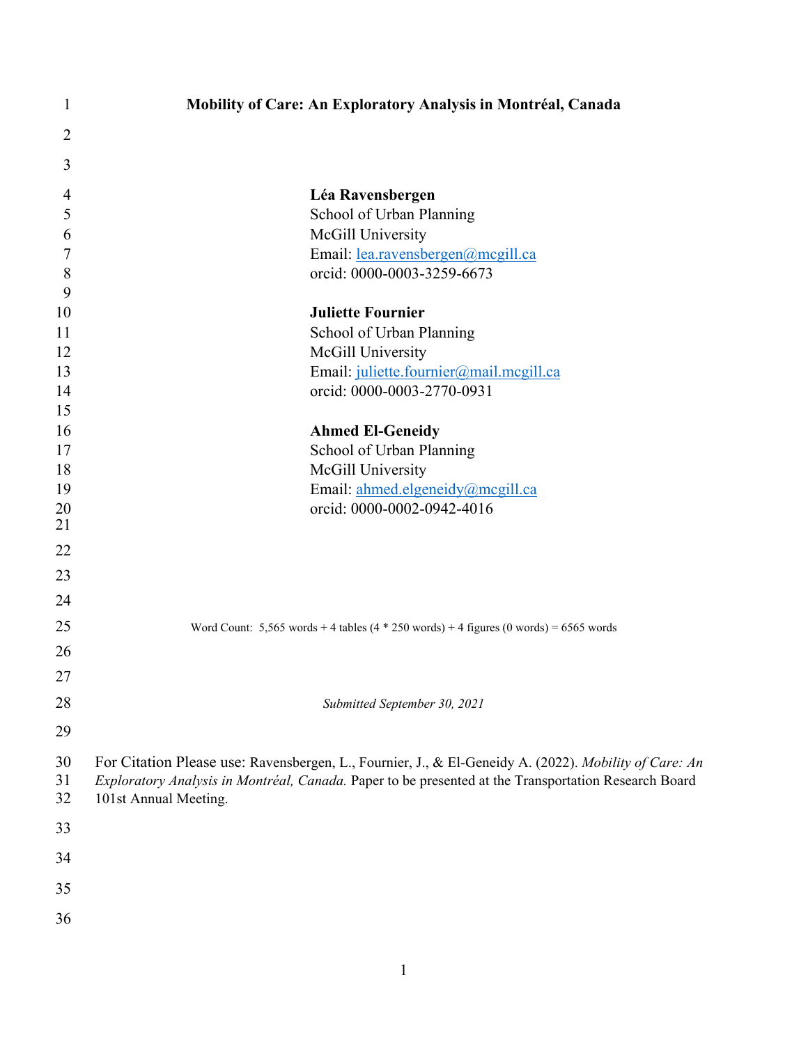# Mobility of Care: An Exploratory Analysis in Montréal, Canada

**Léa Ravensbergen**
School of Urban Planning
McGill University
Email: lea.ravensbergen@mcgill.ca
orcid: 0000-0003-3259-6673

**Juliette Fournier**
School of Urban Planning
McGill University
Email: juliette.fournier@mail.mcgill.ca
orcid: 0000-0003-2770-0931

**Ahmed El-Geneidy**
School of Urban Planning
McGill University
Email: ahmed.elgeneidy@mcgill.ca
orcid: 0000-0002-0942-4016

Word Count: 5,565 words + 4 tables (4 * 250 words) + 4 figures (0 words) = 6565 words

*Submitted September 30, 2021*

For Citation Please use: Ravensbergen, L., Fournier, J., & El-Geneidy A. (2022). *Mobility of Care: An Exploratory Analysis in Montréal, Canada.* Paper to be presented at the Transportation Research Board 101st Annual Meeting.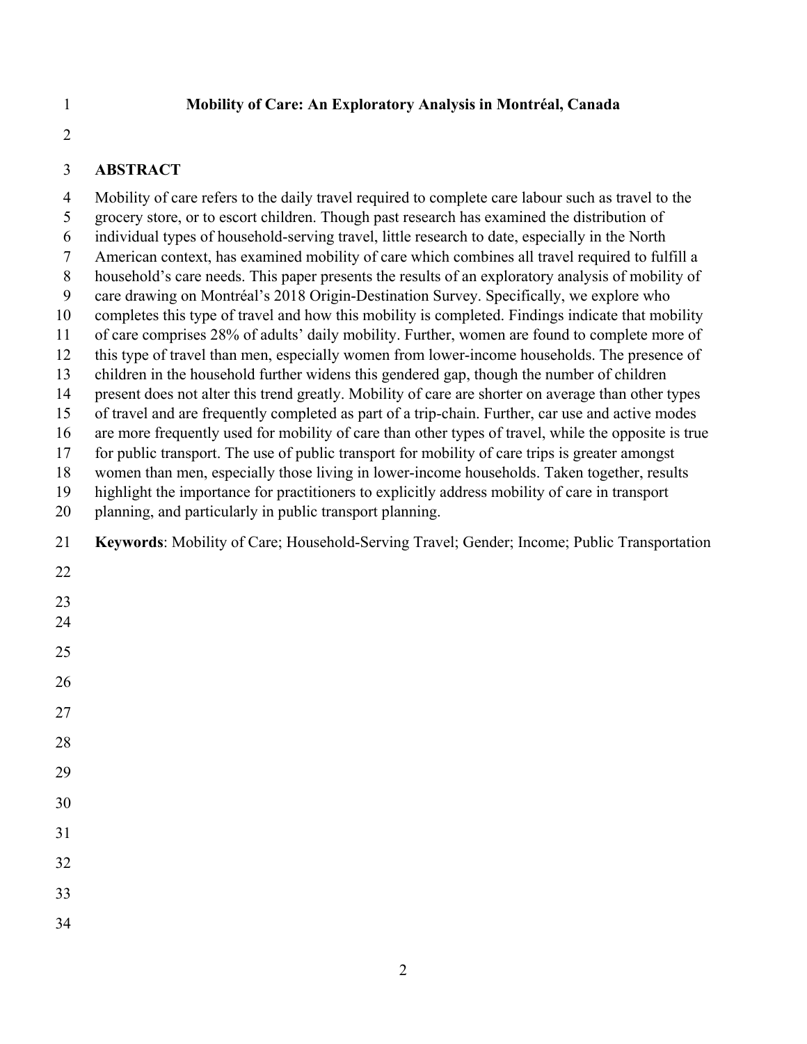# Mobility of Care: An Exploratory Analysis in Montréal, Canada

## ABSTRACT

Mobility of care refers to the daily travel required to complete care labour such as travel to the grocery store, or to escort children. Though past research has examined the distribution of individual types of household-serving travel, little research to date, especially in the North American context, has examined mobility of care which combines all travel required to fulfill a household's care needs. This paper presents the results of an exploratory analysis of mobility of care drawing on Montréal's 2018 Origin-Destination Survey. Specifically, we explore who completes this type of travel and how this mobility is completed. Findings indicate that mobility of care comprises 28% of adults' daily mobility. Further, women are found to complete more of this type of travel than men, especially women from lower-income households. The presence of children in the household further widens this gendered gap, though the number of children present does not alter this trend greatly. Mobility of care are shorter on average than other types of travel and are frequently completed as part of a trip-chain. Further, car use and active modes are more frequently used for mobility of care than other types of travel, while the opposite is true for public transport. The use of public transport for mobility of care trips is greater amongst women than men, especially those living in lower-income households. Taken together, results highlight the importance for practitioners to explicitly address mobility of care in transport planning, and particularly in public transport planning.

**Keywords**: Mobility of Care; Household-Serving Travel; Gender; Income; Public Transportation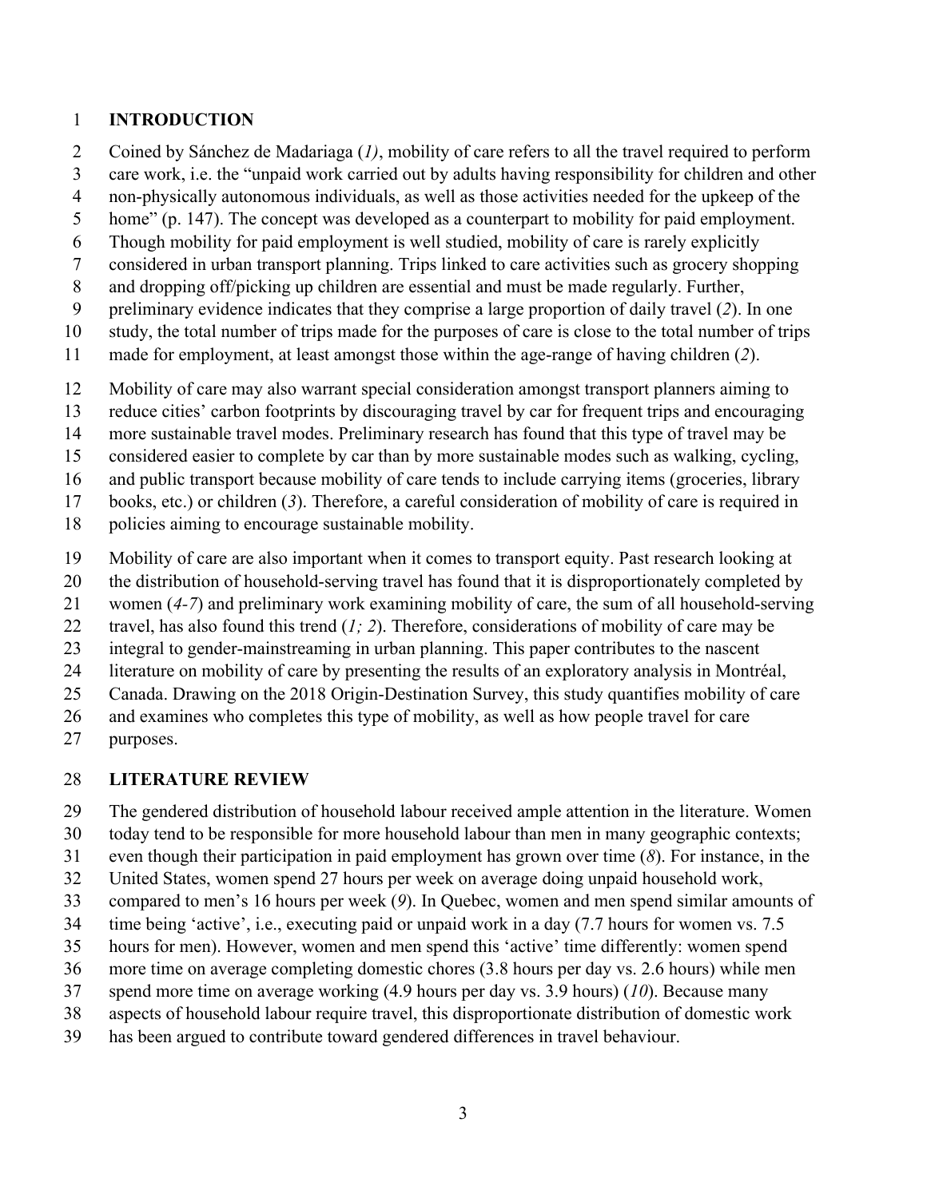## INTRODUCTION

Coined by Sánchez de Madariaga (*1)*, mobility of care refers to all the travel required to perform care work, i.e. the "unpaid work carried out by adults having responsibility for children and other non-physically autonomous individuals, as well as those activities needed for the upkeep of the home" (p. 147). The concept was developed as a counterpart to mobility for paid employment. Though mobility for paid employment is well studied, mobility of care is rarely explicitly considered in urban transport planning. Trips linked to care activities such as grocery shopping and dropping off/picking up children are essential and must be made regularly. Further, preliminary evidence indicates that they comprise a large proportion of daily travel (*2*). In one study, the total number of trips made for the purposes of care is close to the total number of trips made for employment, at least amongst those within the age-range of having children (*2*).

Mobility of care may also warrant special consideration amongst transport planners aiming to reduce cities' carbon footprints by discouraging travel by car for frequent trips and encouraging more sustainable travel modes. Preliminary research has found that this type of travel may be considered easier to complete by car than by more sustainable modes such as walking, cycling, and public transport because mobility of care tends to include carrying items (groceries, library books, etc.) or children (*3*). Therefore, a careful consideration of mobility of care is required in policies aiming to encourage sustainable mobility.

Mobility of care are also important when it comes to transport equity. Past research looking at the distribution of household-serving travel has found that it is disproportionately completed by women (*4-7*) and preliminary work examining mobility of care, the sum of all household-serving travel, has also found this trend (*1; 2*). Therefore, considerations of mobility of care may be integral to gender-mainstreaming in urban planning. This paper contributes to the nascent literature on mobility of care by presenting the results of an exploratory analysis in Montréal, Canada. Drawing on the 2018 Origin-Destination Survey, this study quantifies mobility of care and examines who completes this type of mobility, as well as how people travel for care purposes.

## LITERATURE REVIEW

The gendered distribution of household labour received ample attention in the literature. Women today tend to be responsible for more household labour than men in many geographic contexts; even though their participation in paid employment has grown over time (*8*). For instance, in the United States, women spend 27 hours per week on average doing unpaid household work, compared to men's 16 hours per week (*9*). In Quebec, women and men spend similar amounts of time being 'active', i.e., executing paid or unpaid work in a day (7.7 hours for women vs. 7.5 hours for men). However, women and men spend this 'active' time differently: women spend more time on average completing domestic chores (3.8 hours per day vs. 2.6 hours) while men spend more time on average working (4.9 hours per day vs. 3.9 hours) (*10*). Because many aspects of household labour require travel, this disproportionate distribution of domestic work has been argued to contribute toward gendered differences in travel behaviour.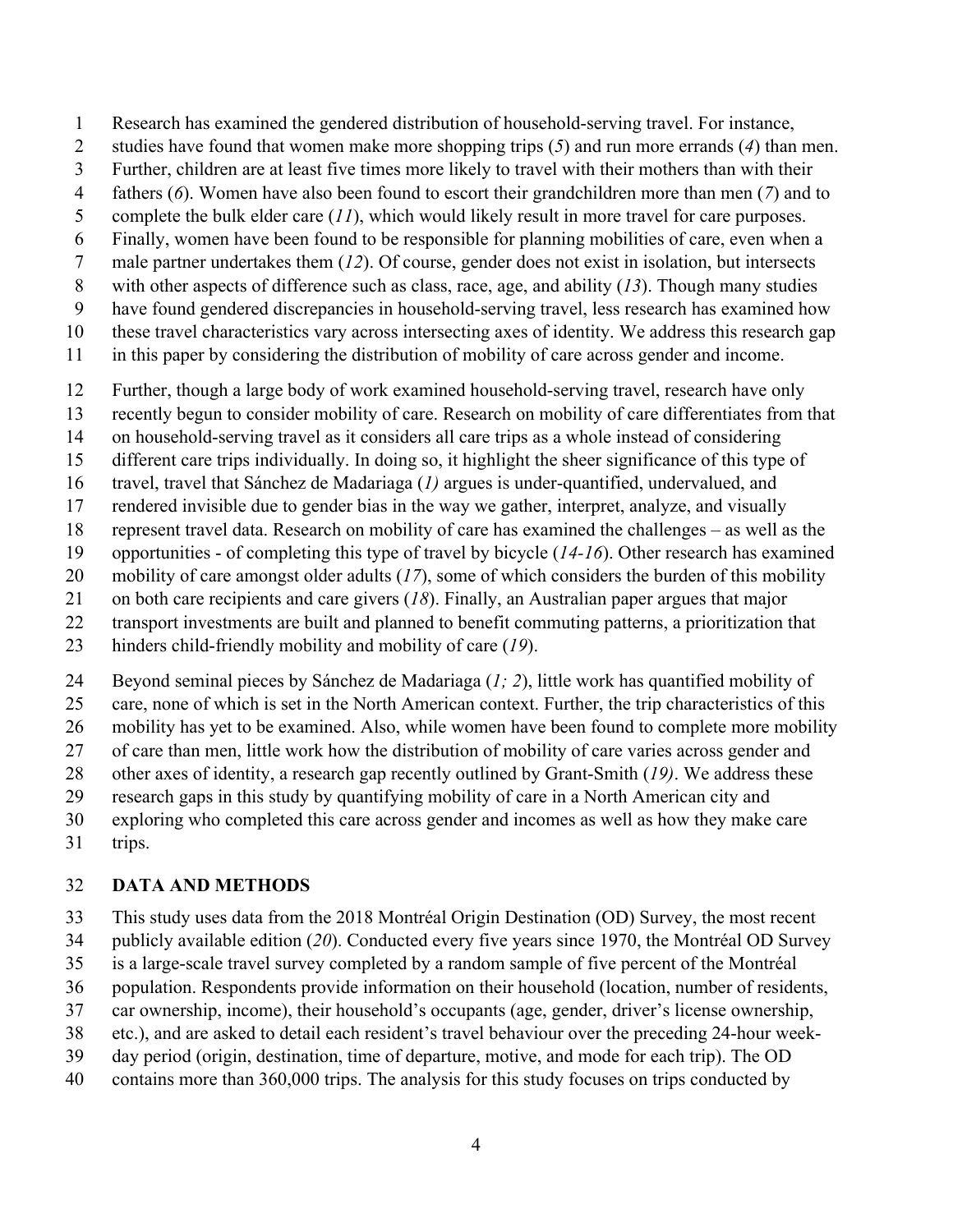Research has examined the gendered distribution of household-serving travel. For instance, studies have found that women make more shopping trips (*5*) and run more errands (*4*) than men. Further, children are at least five times more likely to travel with their mothers than with their fathers (*6*). Women have also been found to escort their grandchildren more than men (*7*) and to complete the bulk elder care (*11*), which would likely result in more travel for care purposes. Finally, women have been found to be responsible for planning mobilities of care, even when a male partner undertakes them (*12*). Of course, gender does not exist in isolation, but intersects with other aspects of difference such as class, race, age, and ability (*13*). Though many studies have found gendered discrepancies in household-serving travel, less research has examined how these travel characteristics vary across intersecting axes of identity. We address this research gap in this paper by considering the distribution of mobility of care across gender and income.

Further, though a large body of work examined household-serving travel, research have only recently begun to consider mobility of care. Research on mobility of care differentiates from that on household-serving travel as it considers all care trips as a whole instead of considering different care trips individually. In doing so, it highlight the sheer significance of this type of travel, travel that Sánchez de Madariaga (*1)* argues is under-quantified, undervalued, and rendered invisible due to gender bias in the way we gather, interpret, analyze, and visually represent travel data. Research on mobility of care has examined the challenges – as well as the opportunities - of completing this type of travel by bicycle (*14-16*). Other research has examined mobility of care amongst older adults (*17*), some of which considers the burden of this mobility on both care recipients and care givers (*18*). Finally, an Australian paper argues that major transport investments are built and planned to benefit commuting patterns, a prioritization that hinders child-friendly mobility and mobility of care (*19*).

Beyond seminal pieces by Sánchez de Madariaga (*1; 2*), little work has quantified mobility of care, none of which is set in the North American context. Further, the trip characteristics of this mobility has yet to be examined. Also, while women have been found to complete more mobility of care than men, little work how the distribution of mobility of care varies across gender and other axes of identity, a research gap recently outlined by Grant-Smith (*19)*. We address these research gaps in this study by quantifying mobility of care in a North American city and exploring who completed this care across gender and incomes as well as how they make care trips.

## DATA AND METHODS

This study uses data from the 2018 Montréal Origin Destination (OD) Survey, the most recent publicly available edition (*20*). Conducted every five years since 1970, the Montréal OD Survey is a large-scale travel survey completed by a random sample of five percent of the Montréal population. Respondents provide information on their household (location, number of residents, car ownership, income), their household's occupants (age, gender, driver's license ownership, etc.), and are asked to detail each resident's travel behaviour over the preceding 24-hour week-day period (origin, destination, time of departure, motive, and mode for each trip). The OD contains more than 360,000 trips. The analysis for this study focuses on trips conducted by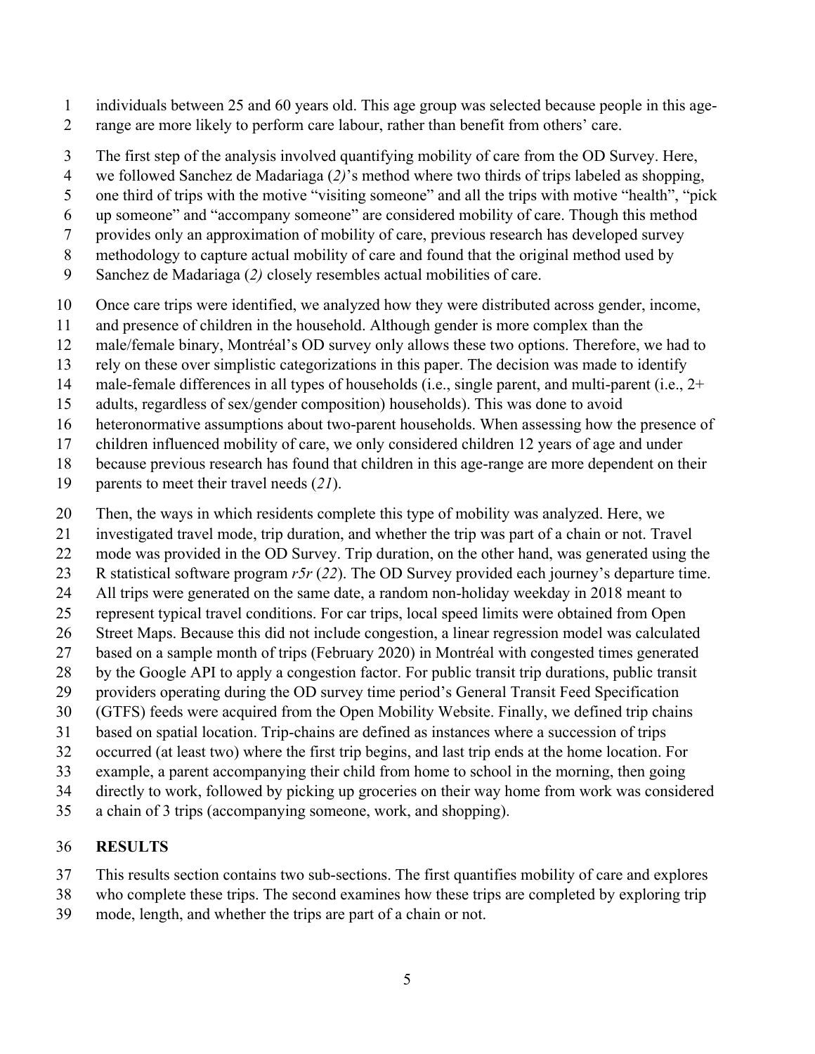individuals between 25 and 60 years old. This age group was selected because people in this age-range are more likely to perform care labour, rather than benefit from others' care.

The first step of the analysis involved quantifying mobility of care from the OD Survey. Here, we followed Sanchez de Madariaga (*2)*'s method where two thirds of trips labeled as shopping, one third of trips with the motive "visiting someone" and all the trips with motive "health", "pick up someone" and "accompany someone" are considered mobility of care. Though this method provides only an approximation of mobility of care, previous research has developed survey methodology to capture actual mobility of care and found that the original method used by Sanchez de Madariaga (*2)* closely resembles actual mobilities of care.

Once care trips were identified, we analyzed how they were distributed across gender, income, and presence of children in the household. Although gender is more complex than the male/female binary, Montréal's OD survey only allows these two options. Therefore, we had to rely on these over simplistic categorizations in this paper. The decision was made to identify male-female differences in all types of households (i.e., single parent, and multi-parent (i.e., 2+ adults, regardless of sex/gender composition) households). This was done to avoid heteronormative assumptions about two-parent households. When assessing how the presence of children influenced mobility of care, we only considered children 12 years of age and under because previous research has found that children in this age-range are more dependent on their parents to meet their travel needs (*21*).

Then, the ways in which residents complete this type of mobility was analyzed. Here, we investigated travel mode, trip duration, and whether the trip was part of a chain or not. Travel mode was provided in the OD Survey. Trip duration, on the other hand, was generated using the R statistical software program *r5r* (*22*). The OD Survey provided each journey's departure time. All trips were generated on the same date, a random non-holiday weekday in 2018 meant to represent typical travel conditions. For car trips, local speed limits were obtained from Open Street Maps. Because this did not include congestion, a linear regression model was calculated based on a sample month of trips (February 2020) in Montréal with congested times generated by the Google API to apply a congestion factor. For public transit trip durations, public transit providers operating during the OD survey time period's General Transit Feed Specification (GTFS) feeds were acquired from the Open Mobility Website. Finally, we defined trip chains based on spatial location. Trip-chains are defined as instances where a succession of trips occurred (at least two) where the first trip begins, and last trip ends at the home location. For example, a parent accompanying their child from home to school in the morning, then going directly to work, followed by picking up groceries on their way home from work was considered a chain of 3 trips (accompanying someone, work, and shopping).

## RESULTS

This results section contains two sub-sections. The first quantifies mobility of care and explores who complete these trips. The second examines how these trips are completed by exploring trip mode, length, and whether the trips are part of a chain or not.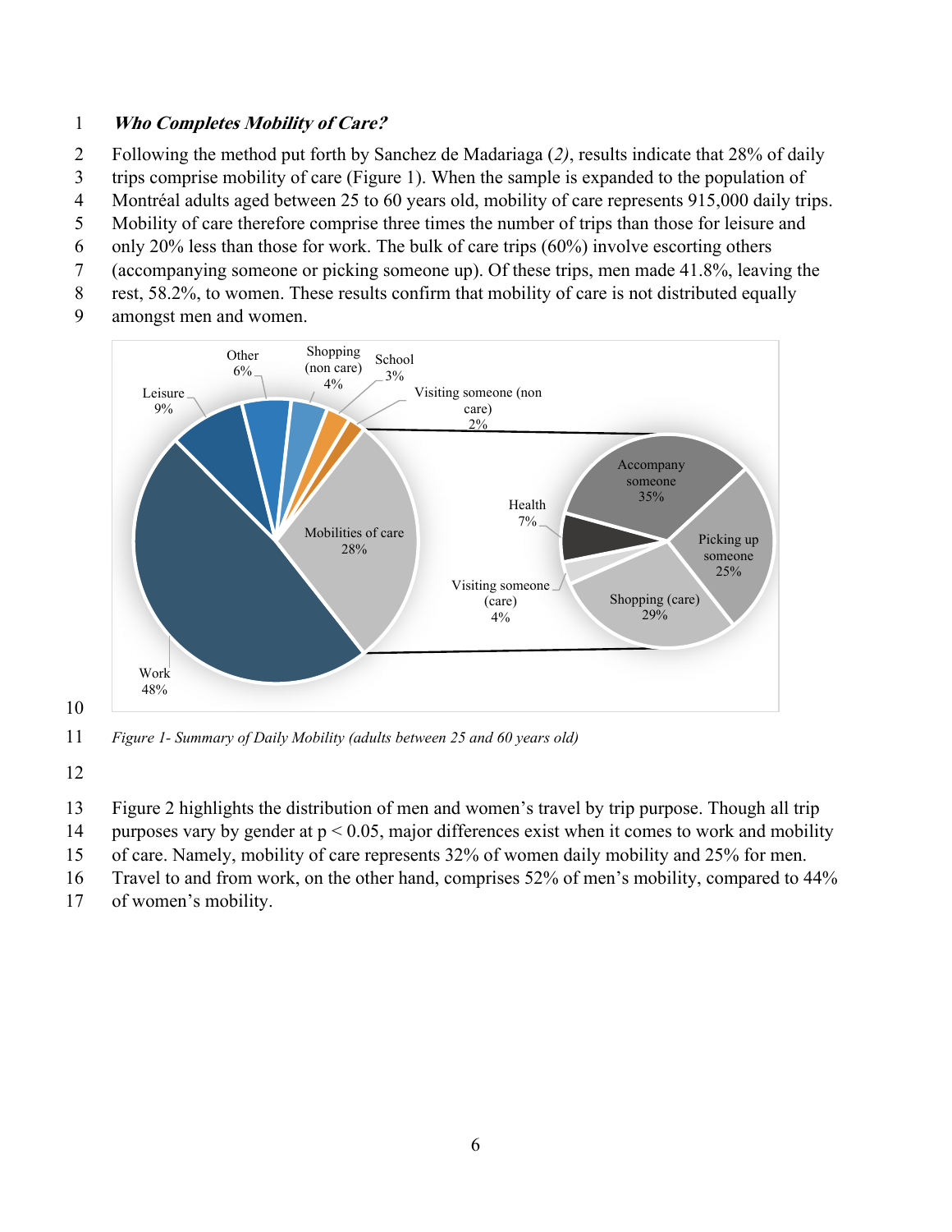### *Who Completes Mobility of Care?*

Following the method put forth by Sanchez de Madariaga (*2*), results indicate that 28% of daily trips comprise mobility of care (Figure 1). When the sample is expanded to the population of Montréal adults aged between 25 to 60 years old, mobility of care represents 915,000 daily trips. Mobility of care therefore comprise three times the number of trips than those for leisure and only 20% less than those for work. The bulk of care trips (60%) involve escorting others (accompanying someone or picking someone up). Of these trips, men made 41.8%, leaving the rest, 58.2%, to women. These results confirm that mobility of care is not distributed equally amongst men and women.

*Figure 1- Summary of Daily Mobility (adults between 25 and 60 years old)*

Figure 2 highlights the distribution of men and women's travel by trip purpose. Though all trip purposes vary by gender at $p < 0.05$, major differences exist when it comes to work and mobility of care. Namely, mobility of care represents 32% of women daily mobility and 25% for men. Travel to and from work, on the other hand, comprises 52% of men's mobility, compared to 44% of women's mobility.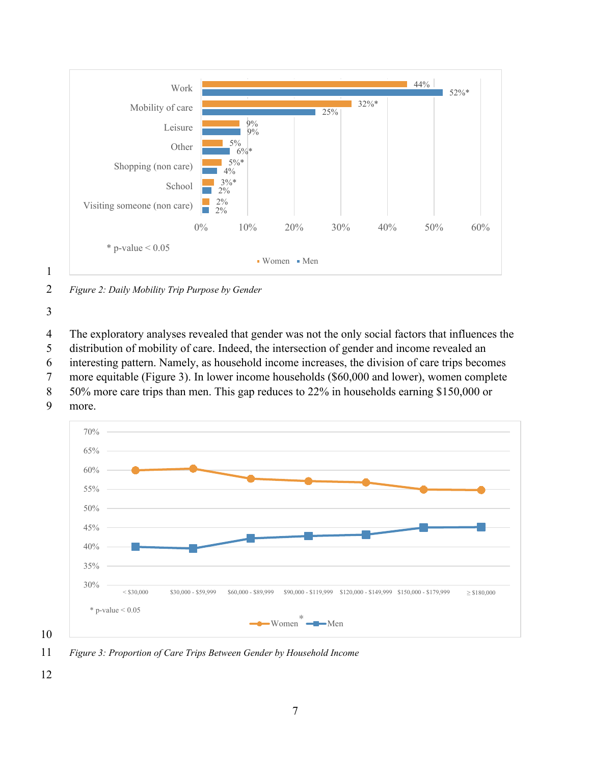Figure 2: Daily Mobility Trip Purpose by Gender

The exploratory analyses revealed that gender was not the only social factors that influences the distribution of mobility of care. Indeed, the intersection of gender and income revealed an interesting pattern. Namely, as household income increases, the division of care trips becomes more equitable (Figure 3). In lower income households ($60,000 and lower), women complete 50% more care trips than men. This gap reduces to 22% in households earning $150,000 or more.

Figure 3: Proportion of Care Trips Between Gender by Household Income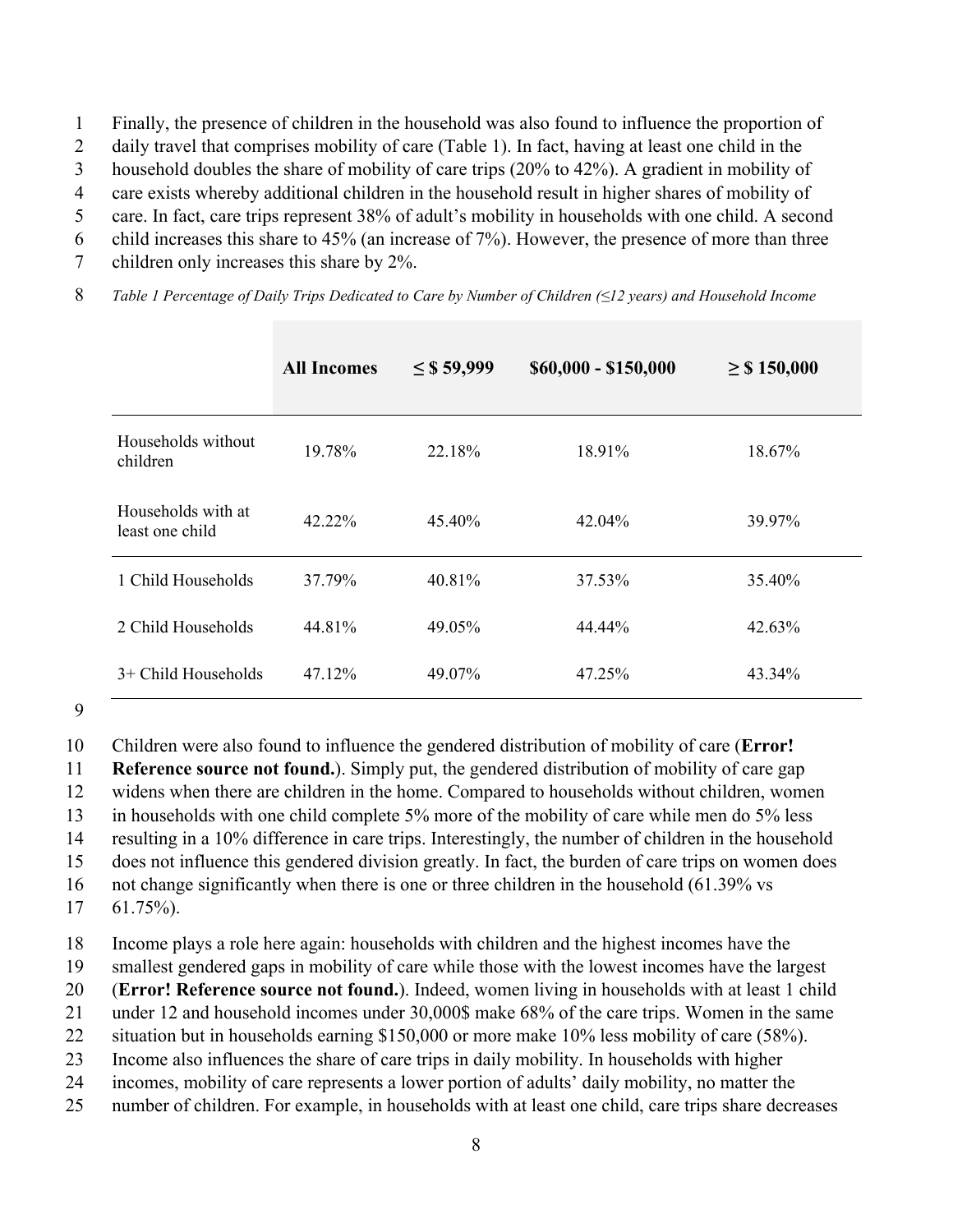Finally, the presence of children in the household was also found to influence the proportion of daily travel that comprises mobility of care (Table 1). In fact, having at least one child in the household doubles the share of mobility of care trips (20% to 42%). A gradient in mobility of care exists whereby additional children in the household result in higher shares of mobility of care. In fact, care trips represent 38% of adult's mobility in households with one child. A second child increases this share to 45% (an increase of 7%). However, the presence of more than three children only increases this share by 2%.

*Table 1 Percentage of Daily Trips Dedicated to Care by Number of Children (≤12 years) and Household Income*

| | **All Incomes** | **≤ $ 59,999** | **$60,000 - $150,000** | **≥ $ 150,000** |
|---|---|---|---|---|
| Households without children | 19.78% | 22.18% | 18.91% | 18.67% |
| Households with at least one child | 42.22% | 45.40% | 42.04% | 39.97% |
| 1 Child Households | 37.79% | 40.81% | 37.53% | 35.40% |
| 2 Child Households | 44.81% | 49.05% | 44.44% | 42.63% |
| 3+ Child Households | 47.12% | 49.07% | 47.25% | 43.34% |

Children were also found to influence the gendered distribution of mobility of care (**Error! Reference source not found.**). Simply put, the gendered distribution of mobility of care gap widens when there are children in the home. Compared to households without children, women in households with one child complete 5% more of the mobility of care while men do 5% less resulting in a 10% difference in care trips. Interestingly, the number of children in the household does not influence this gendered division greatly. In fact, the burden of care trips on women does not change significantly when there is one or three children in the household (61.39% vs 61.75%).

Income plays a role here again: households with children and the highest incomes have the smallest gendered gaps in mobility of care while those with the lowest incomes have the largest (**Error! Reference source not found.**). Indeed, women living in households with at least 1 child under 12 and household incomes under 30,000$ make 68% of the care trips. Women in the same situation but in households earning $150,000 or more make 10% less mobility of care (58%). Income also influences the share of care trips in daily mobility. In households with higher incomes, mobility of care represents a lower portion of adults' daily mobility, no matter the number of children. For example, in households with at least one child, care trips share decreases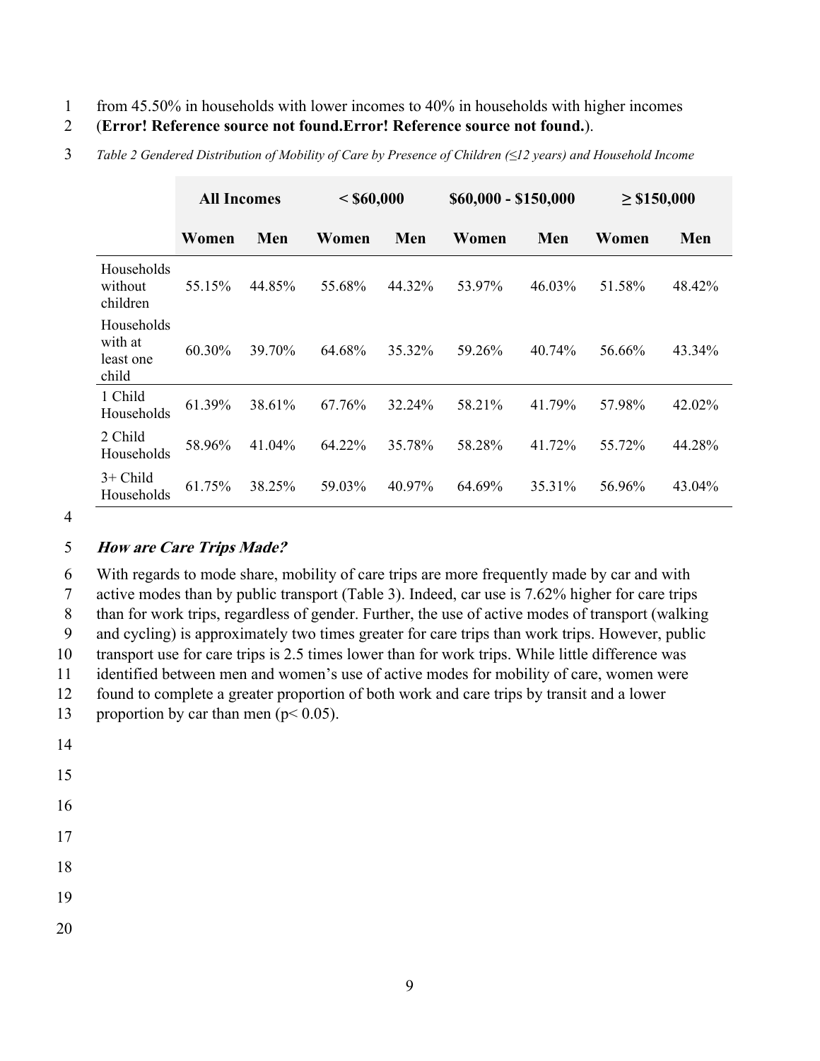from 45.50% in households with lower incomes to 40% in households with higher incomes (**Error! Reference source not found.Error! Reference source not found.**).

*Table 2 Gendered Distribution of Mobility of Care by Presence of Children (≤12 years) and Household Income*

| | All Incomes | | < $60,000 | | $60,000 - $150,000 | | ≥ $150,000 | |
|---|---|---|---|---|---|---|---|---|
| | **Women** | **Men** | **Women** | **Men** | **Women** | **Men** | **Women** | **Men** |
| Households without children | 55.15% | 44.85% | 55.68% | 44.32% | 53.97% | 46.03% | 51.58% | 48.42% |
| Households with at least one child | 60.30% | 39.70% | 64.68% | 35.32% | 59.26% | 40.74% | 56.66% | 43.34% |
| 1 Child Households | 61.39% | 38.61% | 67.76% | 32.24% | 58.21% | 41.79% | 57.98% | 42.02% |
| 2 Child Households | 58.96% | 41.04% | 64.22% | 35.78% | 58.28% | 41.72% | 55.72% | 44.28% |
| 3+ Child Households | 61.75% | 38.25% | 59.03% | 40.97% | 64.69% | 35.31% | 56.96% | 43.04% |

### *How are Care Trips Made?*

With regards to mode share, mobility of care trips are more frequently made by car and with active modes than by public transport (Table 3). Indeed, car use is 7.62% higher for care trips than for work trips, regardless of gender. Further, the use of active modes of transport (walking and cycling) is approximately two times greater for care trips than work trips. However, public transport use for care trips is 2.5 times lower than for work trips. While little difference was identified between men and women's use of active modes for mobility of care, women were found to complete a greater proportion of both work and care trips by transit and a lower proportion by car than men ($p < 0.05$).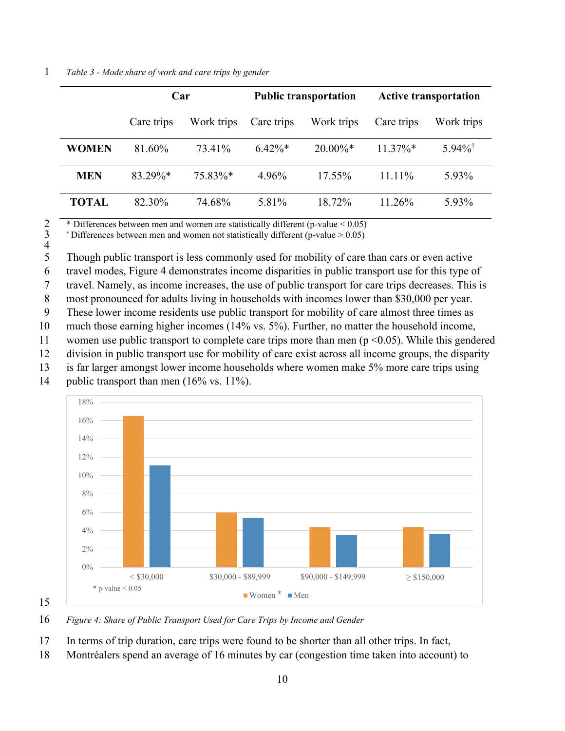*Table 3 - Mode share of work and care trips by gender*

| | Car | | Public transportation | | Active transportation | |
|---|---|---|---|---|---|---|
| | Care trips | Work trips | Care trips | Work trips | Care trips | Work trips |
| **WOMEN** | 81.60% | 73.41% | 6.42%* | 20.00%* | 11.37%* | 5.94%[†] |
| **MEN** | 83.29%* | 75.83%* | 4.96% | 17.55% | 11.11% | 5.93% |
| **TOTAL** | 82.30% | 74.68% | 5.81% | 18.72% | 11.26% | 5.93% |

* Differences between men and women are statistically different (p-value < 0.05)
[†] Differences between men and women not statistically different (p-value > 0.05)

Though public transport is less commonly used for mobility of care than cars or even active travel modes, Figure 4 demonstrates income disparities in public transport use for this type of travel. Namely, as income increases, the use of public transport for care trips decreases. This is most pronounced for adults living in households with incomes lower than $30,000 per year. These lower income residents use public transport for mobility of care almost three times as much those earning higher incomes (14% vs. 5%). Further, no matter the household income, women use public transport to complete care trips more than men ($p < 0.05$). While this gendered division in public transport use for mobility of care exist across all income groups, the disparity is far larger amongst lower income households where women make 5% more care trips using public transport than men (16% vs. 11%).

*Figure 4: Share of Public Transport Used for Care Trips by Income and Gender*

In terms of trip duration, care trips were found to be shorter than all other trips. In fact, Montréalers spend an average of 16 minutes by car (congestion time taken into account) to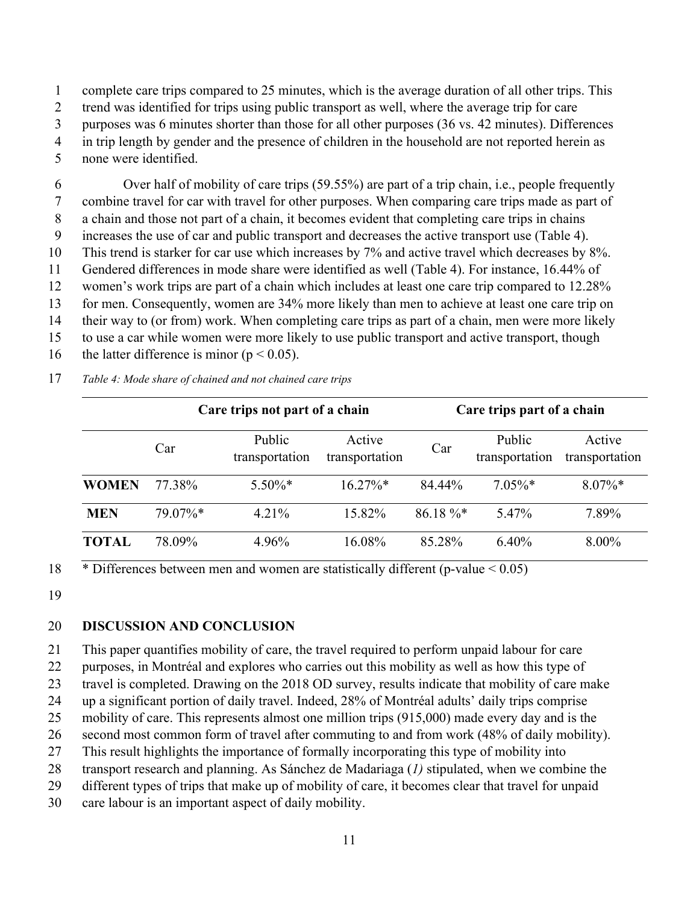complete care trips compared to 25 minutes, which is the average duration of all other trips. This trend was identified for trips using public transport as well, where the average trip for care purposes was 6 minutes shorter than those for all other purposes (36 vs. 42 minutes). Differences in trip length by gender and the presence of children in the household are not reported herein as none were identified.

Over half of mobility of care trips (59.55%) are part of a trip chain, i.e., people frequently combine travel for car with travel for other purposes. When comparing care trips made as part of a chain and those not part of a chain, it becomes evident that completing care trips in chains increases the use of car and public transport and decreases the active transport use (Table 4). This trend is starker for car use which increases by 7% and active travel which decreases by 8%. Gendered differences in mode share were identified as well (Table 4). For instance, 16.44% of women's work trips are part of a chain which includes at least one care trip compared to 12.28% for men. Consequently, women are 34% more likely than men to achieve at least one care trip on their way to (or from) work. When completing care trips as part of a chain, men were more likely to use a car while women were more likely to use public transport and active transport, though the latter difference is minor ($p < 0.05$).

*Table 4: Mode share of chained and not chained care trips*

| | Care trips not part of a chain | | | Care trips part of a chain | | |
|---|---|---|---|---|---|---|
| | Car | Public transportation | Active transportation | Car | Public transportation | Active transportation |
| **WOMEN** | 77.38% | 5.50%* | 16.27%* | 84.44% | 7.05%* | 8.07%* |
| **MEN** | 79.07%* | 4.21% | 15.82% | 86.18 %* | 5.47% | 7.89% |
| **TOTAL** | 78.09% | 4.96% | 16.08% | 85.28% | 6.40% | 8.00% |

\* Differences between men and women are statistically different (p-value < 0.05)

## DISCUSSION AND CONCLUSION

This paper quantifies mobility of care, the travel required to perform unpaid labour for care purposes, in Montréal and explores who carries out this mobility as well as how this type of travel is completed. Drawing on the 2018 OD survey, results indicate that mobility of care make up a significant portion of daily travel. Indeed, 28% of Montréal adults' daily trips comprise mobility of care. This represents almost one million trips (915,000) made every day and is the second most common form of travel after commuting to and from work (48% of daily mobility). This result highlights the importance of formally incorporating this type of mobility into transport research and planning. As Sánchez de Madariaga (*1)* stipulated, when we combine the different types of trips that make up of mobility of care, it becomes clear that travel for unpaid care labour is an important aspect of daily mobility.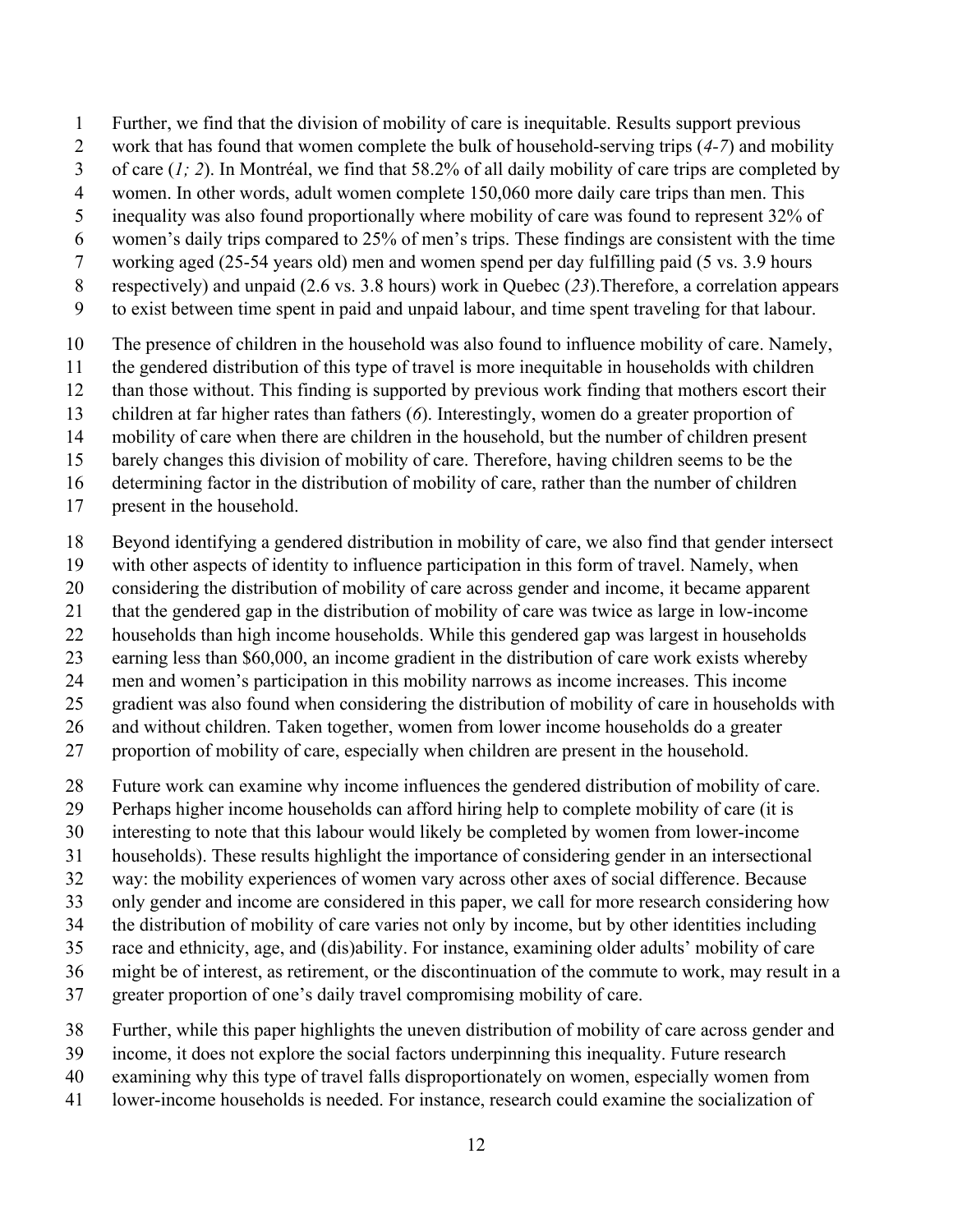Further, we find that the division of mobility of care is inequitable. Results support previous work that has found that women complete the bulk of household-serving trips (*4-7*) and mobility of care (*1; 2*). In Montréal, we find that 58.2% of all daily mobility of care trips are completed by women. In other words, adult women complete 150,060 more daily care trips than men. This inequality was also found proportionally where mobility of care was found to represent 32% of women's daily trips compared to 25% of men's trips. These findings are consistent with the time working aged (25-54 years old) men and women spend per day fulfilling paid (5 vs. 3.9 hours respectively) and unpaid (2.6 vs. 3.8 hours) work in Quebec (*23*).Therefore, a correlation appears to exist between time spent in paid and unpaid labour, and time spent traveling for that labour.

The presence of children in the household was also found to influence mobility of care. Namely, the gendered distribution of this type of travel is more inequitable in households with children than those without. This finding is supported by previous work finding that mothers escort their children at far higher rates than fathers (*6*). Interestingly, women do a greater proportion of mobility of care when there are children in the household, but the number of children present barely changes this division of mobility of care. Therefore, having children seems to be the determining factor in the distribution of mobility of care, rather than the number of children present in the household.

Beyond identifying a gendered distribution in mobility of care, we also find that gender intersect with other aspects of identity to influence participation in this form of travel. Namely, when considering the distribution of mobility of care across gender and income, it became apparent that the gendered gap in the distribution of mobility of care was twice as large in low-income households than high income households. While this gendered gap was largest in households earning less than $60,000, an income gradient in the distribution of care work exists whereby men and women's participation in this mobility narrows as income increases. This income gradient was also found when considering the distribution of mobility of care in households with and without children. Taken together, women from lower income households do a greater proportion of mobility of care, especially when children are present in the household.

Future work can examine why income influences the gendered distribution of mobility of care. Perhaps higher income households can afford hiring help to complete mobility of care (it is interesting to note that this labour would likely be completed by women from lower-income households). These results highlight the importance of considering gender in an intersectional way: the mobility experiences of women vary across other axes of social difference. Because only gender and income are considered in this paper, we call for more research considering how the distribution of mobility of care varies not only by income, but by other identities including race and ethnicity, age, and (dis)ability. For instance, examining older adults' mobility of care might be of interest, as retirement, or the discontinuation of the commute to work, may result in a greater proportion of one's daily travel compromising mobility of care.

Further, while this paper highlights the uneven distribution of mobility of care across gender and income, it does not explore the social factors underpinning this inequality. Future research examining why this type of travel falls disproportionately on women, especially women from lower-income households is needed. For instance, research could examine the socialization of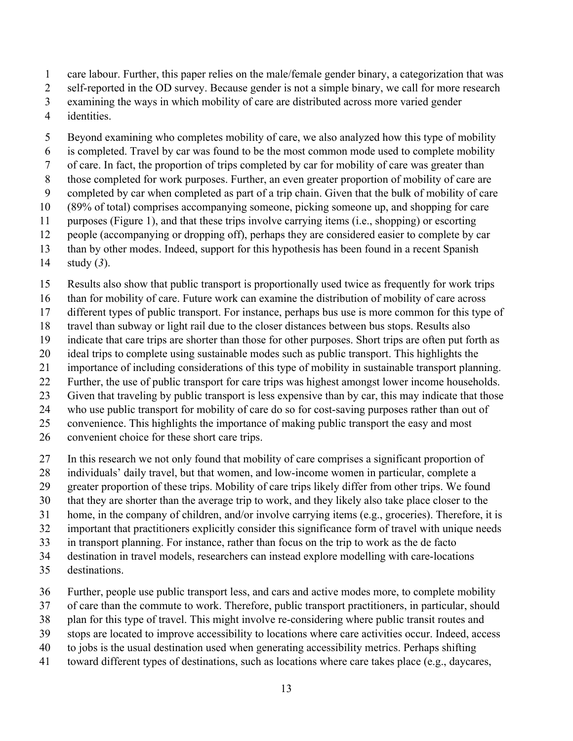care labour. Further, this paper relies on the male/female gender binary, a categorization that was self-reported in the OD survey. Because gender is not a simple binary, we call for more research examining the ways in which mobility of care are distributed across more varied gender identities.

Beyond examining who completes mobility of care, we also analyzed how this type of mobility is completed. Travel by car was found to be the most common mode used to complete mobility of care. In fact, the proportion of trips completed by car for mobility of care was greater than those completed for work purposes. Further, an even greater proportion of mobility of care are completed by car when completed as part of a trip chain. Given that the bulk of mobility of care (89% of total) comprises accompanying someone, picking someone up, and shopping for care purposes (Figure 1), and that these trips involve carrying items (i.e., shopping) or escorting people (accompanying or dropping off), perhaps they are considered easier to complete by car than by other modes. Indeed, support for this hypothesis has been found in a recent Spanish study (*3*).

Results also show that public transport is proportionally used twice as frequently for work trips than for mobility of care. Future work can examine the distribution of mobility of care across different types of public transport. For instance, perhaps bus use is more common for this type of travel than subway or light rail due to the closer distances between bus stops. Results also indicate that care trips are shorter than those for other purposes. Short trips are often put forth as ideal trips to complete using sustainable modes such as public transport. This highlights the importance of including considerations of this type of mobility in sustainable transport planning. Further, the use of public transport for care trips was highest amongst lower income households. Given that traveling by public transport is less expensive than by car, this may indicate that those who use public transport for mobility of care do so for cost-saving purposes rather than out of convenience. This highlights the importance of making public transport the easy and most convenient choice for these short care trips.

In this research we not only found that mobility of care comprises a significant proportion of individuals' daily travel, but that women, and low-income women in particular, complete a greater proportion of these trips. Mobility of care trips likely differ from other trips. We found that they are shorter than the average trip to work, and they likely also take place closer to the home, in the company of children, and/or involve carrying items (e.g., groceries). Therefore, it is important that practitioners explicitly consider this significance form of travel with unique needs in transport planning. For instance, rather than focus on the trip to work as the de facto destination in travel models, researchers can instead explore modelling with care-locations destinations.

Further, people use public transport less, and cars and active modes more, to complete mobility of care than the commute to work. Therefore, public transport practitioners, in particular, should plan for this type of travel. This might involve re-considering where public transit routes and stops are located to improve accessibility to locations where care activities occur. Indeed, access to jobs is the usual destination used when generating accessibility metrics. Perhaps shifting toward different types of destinations, such as locations where care takes place (e.g., daycares,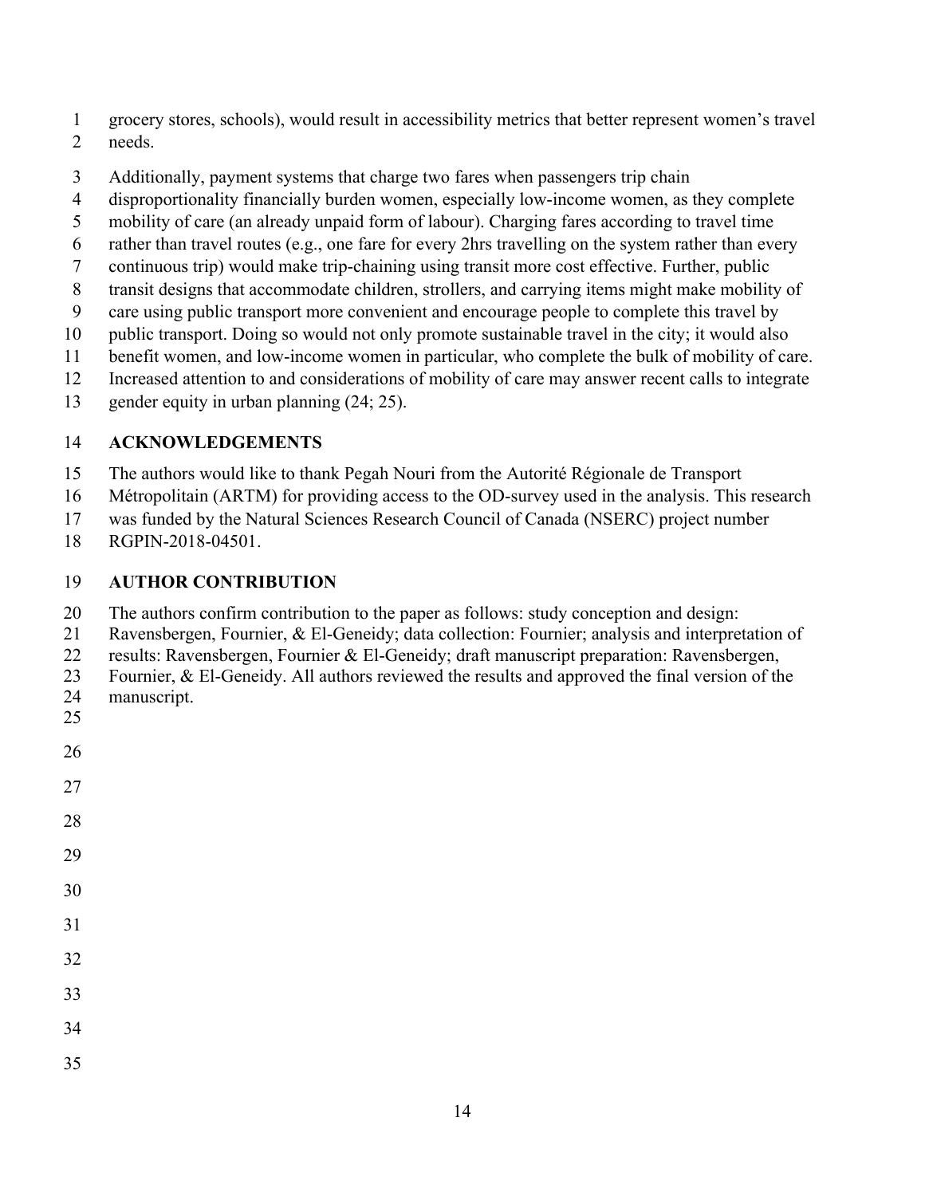grocery stores, schools), would result in accessibility metrics that better represent women's travel needs.

Additionally, payment systems that charge two fares when passengers trip chain disproportionality financially burden women, especially low-income women, as they complete mobility of care (an already unpaid form of labour). Charging fares according to travel time rather than travel routes (e.g., one fare for every 2hrs travelling on the system rather than every continuous trip) would make trip-chaining using transit more cost effective. Further, public transit designs that accommodate children, strollers, and carrying items might make mobility of care using public transport more convenient and encourage people to complete this travel by public transport. Doing so would not only promote sustainable travel in the city; it would also benefit women, and low-income women in particular, who complete the bulk of mobility of care. Increased attention to and considerations of mobility of care may answer recent calls to integrate gender equity in urban planning (24; 25).

## ACKNOWLEDGEMENTS

The authors would like to thank Pegah Nouri from the Autorité Régionale de Transport Métropolitain (ARTM) for providing access to the OD-survey used in the analysis. This research was funded by the Natural Sciences Research Council of Canada (NSERC) project number RGPIN-2018-04501.

## AUTHOR CONTRIBUTION

The authors confirm contribution to the paper as follows: study conception and design: Ravensbergen, Fournier, & El-Geneidy; data collection: Fournier; analysis and interpretation of results: Ravensbergen, Fournier & El-Geneidy; draft manuscript preparation: Ravensbergen, Fournier, & El-Geneidy. All authors reviewed the results and approved the final version of the manuscript.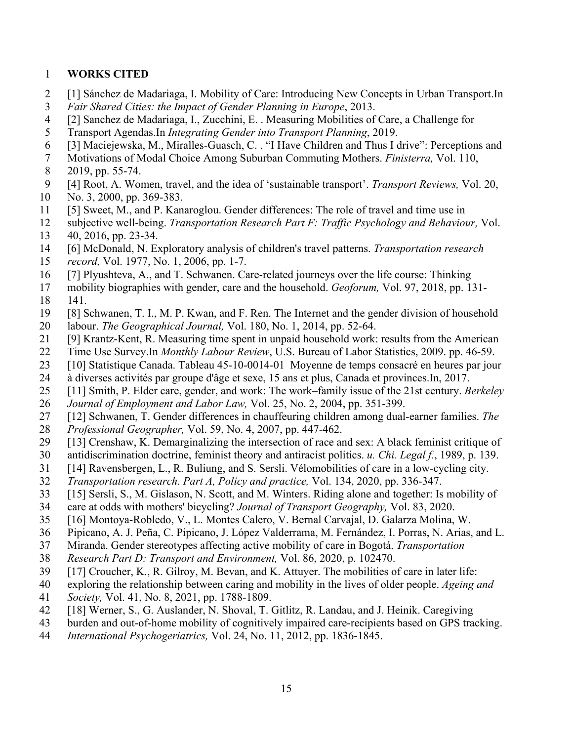# WORKS CITED

[1] Sánchez de Madariaga, I. Mobility of Care: Introducing New Concepts in Urban Transport.In *Fair Shared Cities: the Impact of Gender Planning in Europe*, 2013.

[2] Sanchez de Madariaga, I., Zucchini, E. . Measuring Mobilities of Care, a Challenge for Transport Agendas.In *Integrating Gender into Transport Planning*, 2019.

[3] Maciejewska, M., Miralles-Guasch, C. . "I Have Children and Thus I drive": Perceptions and Motivations of Modal Choice Among Suburban Commuting Mothers. *Finisterra,* Vol. 110, 2019, pp. 55-74.

[4] Root, A. Women, travel, and the idea of 'sustainable transport'. *Transport Reviews,* Vol. 20, No. 3, 2000, pp. 369-383.

[5] Sweet, M., and P. Kanaroglou. Gender differences: The role of travel and time use in subjective well-being. *Transportation Research Part F: Traffic Psychology and Behaviour,* Vol. 40, 2016, pp. 23-34.

[6] McDonald, N. Exploratory analysis of children's travel patterns. *Transportation research record,* Vol. 1977, No. 1, 2006, pp. 1-7.

[7] Plyushteva, A., and T. Schwanen. Care-related journeys over the life course: Thinking mobility biographies with gender, care and the household. *Geoforum,* Vol. 97, 2018, pp. 131-141.

[8] Schwanen, T. I., M. P. Kwan, and F. Ren. The Internet and the gender division of household labour. *The Geographical Journal,* Vol. 180, No. 1, 2014, pp. 52-64.

[9] Krantz-Kent, R. Measuring time spent in unpaid household work: results from the American Time Use Survey.In *Monthly Labour Review*, U.S. Bureau of Labor Statistics, 2009. pp. 46-59.

[10] Statistique Canada. Tableau 45-10-0014-01 Moyenne de temps consacré en heures par jour à diverses activités par groupe d'âge et sexe, 15 ans et plus, Canada et provinces.In, 2017.

[11] Smith, P. Elder care, gender, and work: The work–family issue of the 21st century. *Berkeley Journal of Employment and Labor Law,* Vol. 25, No. 2, 2004, pp. 351-399.

[12] Schwanen, T. Gender differences in chauffeuring children among dual-earner families. *The Professional Geographer,* Vol. 59, No. 4, 2007, pp. 447-462.

[13] Crenshaw, K. Demarginalizing the intersection of race and sex: A black feminist critique of antidiscrimination doctrine, feminist theory and antiracist politics. *u. Chi. Legal f.*, 1989, p. 139.

[14] Ravensbergen, L., R. Buliung, and S. Sersli. Vélomobilities of care in a low-cycling city. *Transportation research. Part A, Policy and practice,* Vol. 134, 2020, pp. 336-347.

[15] Sersli, S., M. Gislason, N. Scott, and M. Winters. Riding alone and together: Is mobility of care at odds with mothers' bicycling? *Journal of Transport Geography,* Vol. 83, 2020.

[16] Montoya-Robledo, V., L. Montes Calero, V. Bernal Carvajal, D. Galarza Molina, W. Pipicano, A. J. Peña, C. Pipicano, J. López Valderrama, M. Fernández, I. Porras, N. Arias, and L. Miranda. Gender stereotypes affecting active mobility of care in Bogotá. *Transportation Research Part D: Transport and Environment,* Vol. 86, 2020, p. 102470.

[17] Croucher, K., R. Gilroy, M. Bevan, and K. Attuyer. The mobilities of care in later life: exploring the relationship between caring and mobility in the lives of older people. *Ageing and Society,* Vol. 41, No. 8, 2021, pp. 1788-1809.

[18] Werner, S., G. Auslander, N. Shoval, T. Gitlitz, R. Landau, and J. Heinik. Caregiving burden and out-of-home mobility of cognitively impaired care-recipients based on GPS tracking. *International Psychogeriatrics,* Vol. 24, No. 11, 2012, pp. 1836-1845.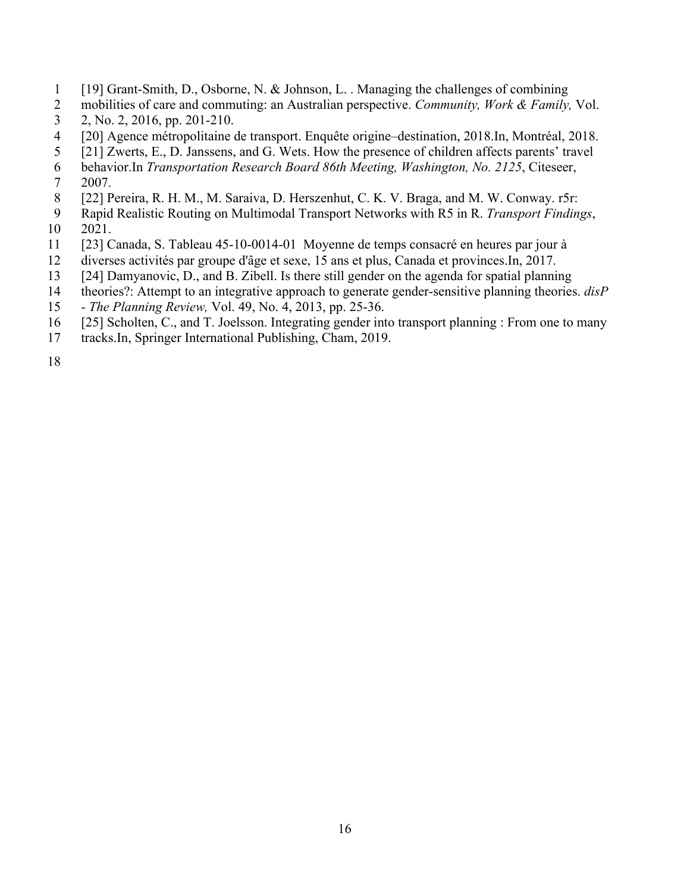[19] Grant-Smith, D., Osborne, N. & Johnson, L. . Managing the challenges of combining mobilities of care and commuting: an Australian perspective. *Community, Work & Family,* Vol. 2, No. 2, 2016, pp. 201-210.

[20] Agence métropolitaine de transport. Enquête origine–destination, 2018.In, Montréal, 2018.

[21] Zwerts, E., D. Janssens, and G. Wets. How the presence of children affects parents' travel behavior.In *Transportation Research Board 86th Meeting, Washington, No. 2125*, Citeseer, 2007.

[22] Pereira, R. H. M., M. Saraiva, D. Herszenhut, C. K. V. Braga, and M. W. Conway. r5r: Rapid Realistic Routing on Multimodal Transport Networks with R5 in R. *Transport Findings*, 2021.

[23] Canada, S. Tableau 45-10-0014-01 Moyenne de temps consacré en heures par jour à diverses activités par groupe d'âge et sexe, 15 ans et plus, Canada et provinces.In, 2017.

[24] Damyanovic, D., and B. Zibell. Is there still gender on the agenda for spatial planning theories?: Attempt to an integrative approach to generate gender-sensitive planning theories. *disP - The Planning Review,* Vol. 49, No. 4, 2013, pp. 25-36.

[25] Scholten, C., and T. Joelsson. Integrating gender into transport planning : From one to many tracks.In, Springer International Publishing, Cham, 2019.